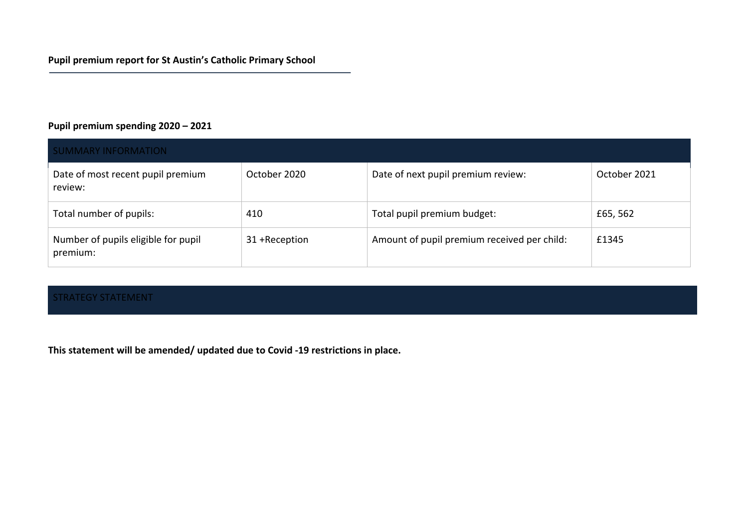**Pupil premium report for St Austin's Catholic Primary School**

**Pupil premium spending 2020 – 2021**

| SUMMARY INFORMATION | | | |
|---|---|---|---|
| Date of most recent pupil premium review: | October 2020 | Date of next pupil premium review: | October 2021 |
| Total number of pupils: | 410 | Total pupil premium budget: | £65, 562 |
| Number of pupils eligible for pupil premium: | 31 +Reception | Amount of pupil premium received per child: | £1345 |

STRATEGY STATEMENT

**This statement will be amended/ updated due to Covid -19 restrictions in place.**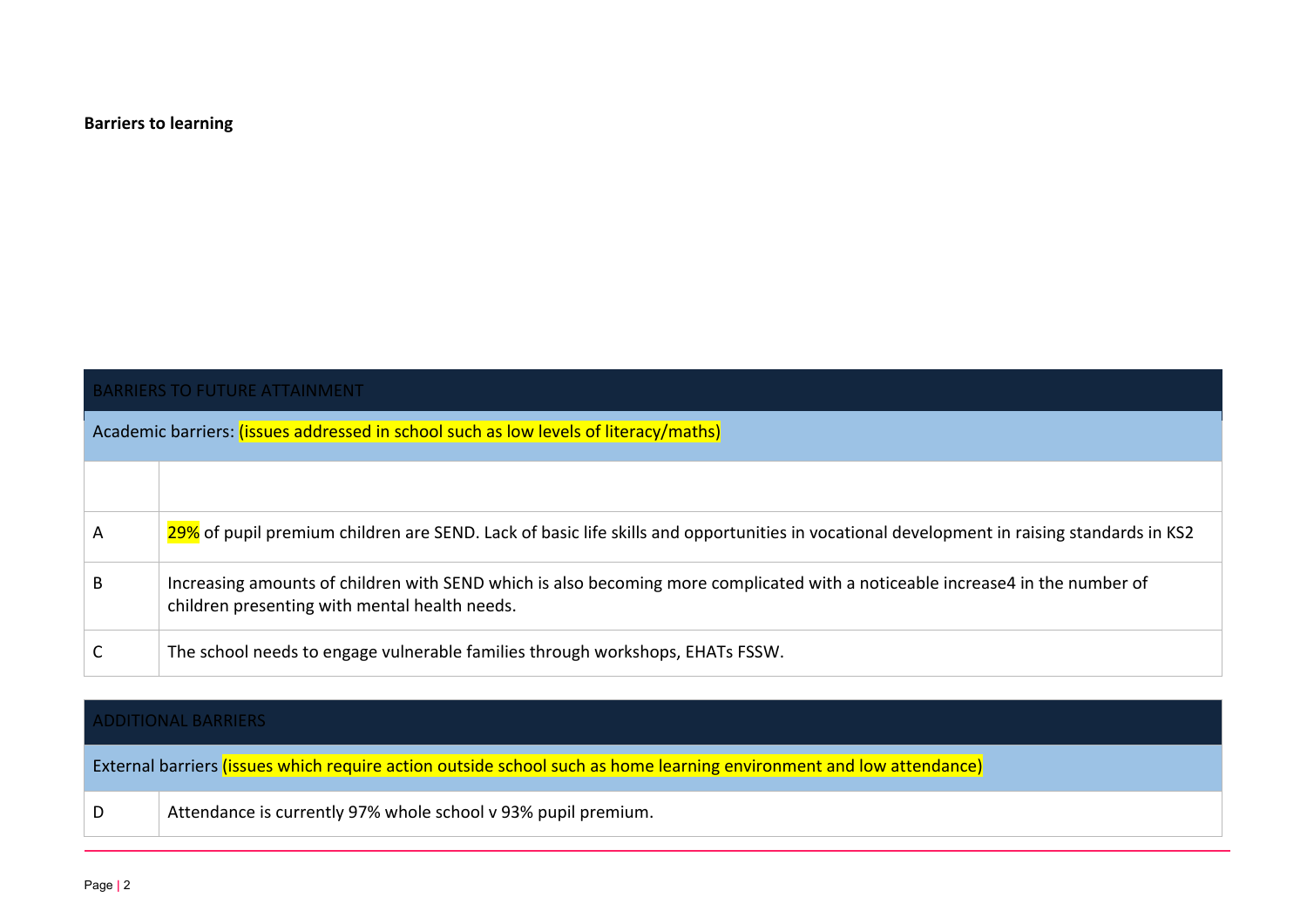**Barriers to learning**

| BARRIERS TO FUTURE ATTAINMENT | |
|---|---|
| Academic barriers: (issues addressed in school such as low levels of literacy/maths) | |
| | |
| A | 29% of pupil premium children are SEND. Lack of basic life skills and opportunities in vocational development in raising standards in KS2 |
| B | Increasing amounts of children with SEND which is also becoming more complicated with a noticeable increase4 in the number of children presenting with mental health needs. |
| C | The school needs to engage vulnerable families through workshops, EHATs FSSW. |

| ADDITIONAL BARRIERS | |
|---|---|
| External barriers (issues which require action outside school such as home learning environment and low attendance) | |
| D | Attendance is currently 97% whole school v 93% pupil premium. |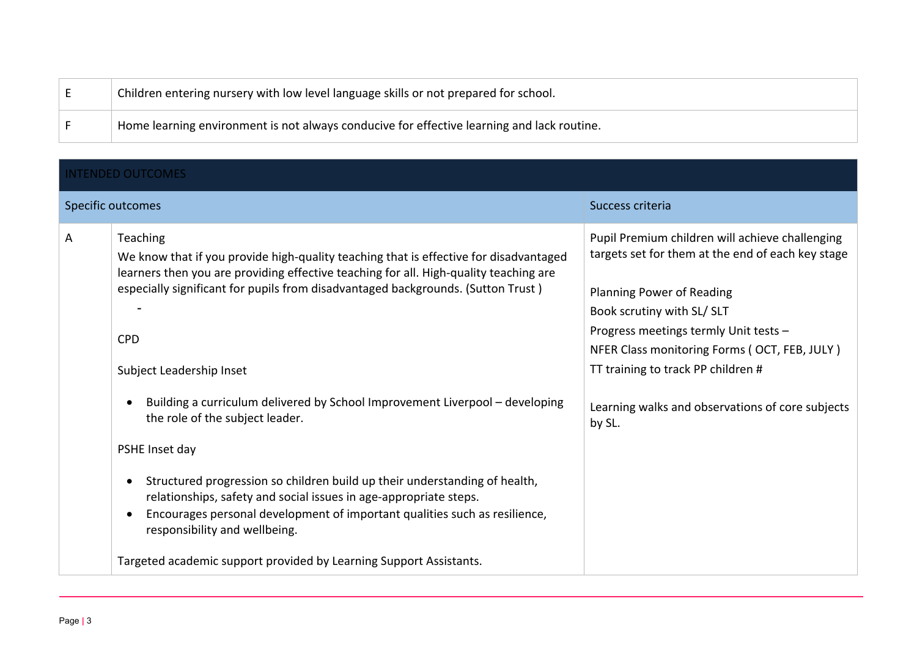| | |
|---|---|
| E | Children entering nursery with low level language skills or not prepared for school. |
| F | Home learning environment is not always conducive for effective learning and lack routine. |

| INTENDED OUTCOMES | | |
|---|---|---|
| Specific outcomes | | Success criteria |
| A | Teaching<br>We know that if you provide high-quality teaching that is effective for disadvantaged learners then you are providing effective teaching for all. High-quality teaching are especially significant for pupils from disadvantaged backgrounds. (Sutton Trust )<br>-<br>CPD<br>Subject Leadership Inset<br>• Building a curriculum delivered by School Improvement Liverpool – developing the role of the subject leader.<br>PSHE Inset day<br>• Structured progression so children build up their understanding of health, relationships, safety and social issues in age-appropriate steps.<br>• Encourages personal development of important qualities such as resilience, responsibility and wellbeing.<br>Targeted academic support provided by Learning Support Assistants. | Pupil Premium children will achieve challenging targets set for them at the end of each key stage<br>Planning Power of Reading<br>Book scrutiny with SL/ SLT<br>Progress meetings termly Unit tests –<br>NFER Class monitoring Forms ( OCT, FEB, JULY )<br>TT training to track PP children #<br>Learning walks and observations of core subjects by SL. |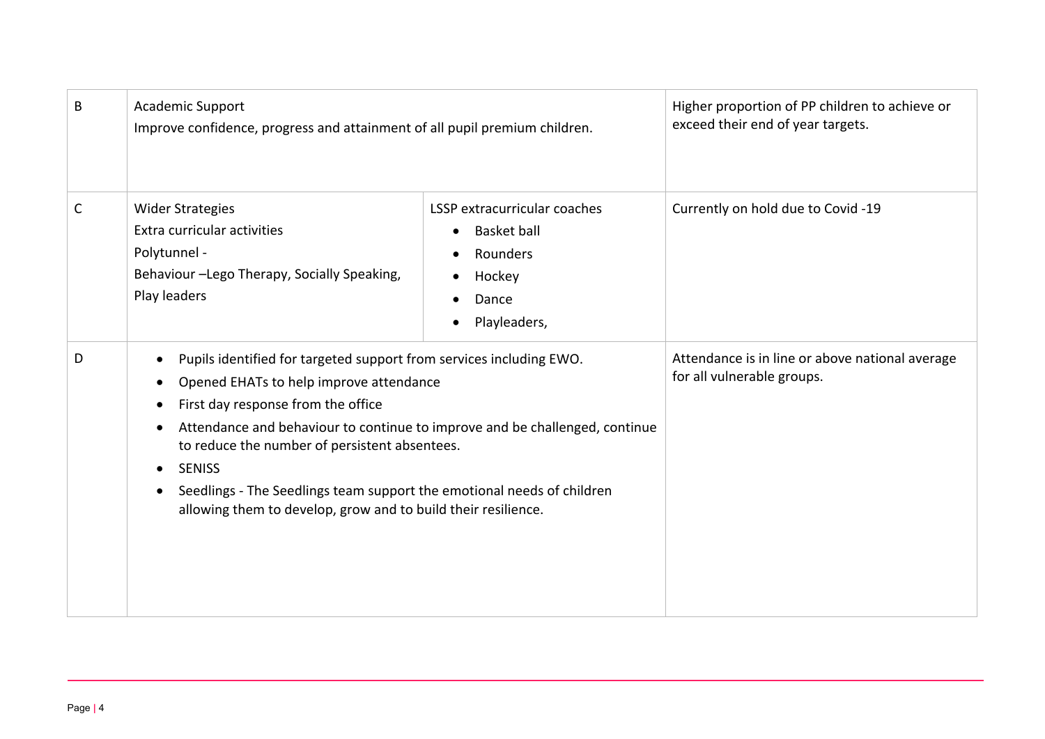| | | | |
|---|---|---|---|
| B | Academic Support<br>Improve confidence, progress and attainment of all pupil premium children. | | Higher proportion of PP children to achieve or exceed their end of year targets. |
| C | Wider Strategies<br>Extra curricular activities<br>Polytunnel -<br>Behaviour –Lego Therapy, Socially Speaking, Play leaders | LSSP extracurricular coaches<br>• Basket ball<br>• Rounders<br>• Hockey<br>• Dance<br>• Playleaders, | Currently on hold due to Covid -19 |
| D | • Pupils identified for targeted support from services including EWO.<br>• Opened EHATs to help improve attendance<br>• First day response from the office<br>• Attendance and behaviour to continue to improve and be challenged, continue to reduce the number of persistent absentees.<br>• SENISS<br>• Seedlings - The Seedlings team support the emotional needs of children allowing them to develop, grow and to build their resilience. | | Attendance is in line or above national average for all vulnerable groups. |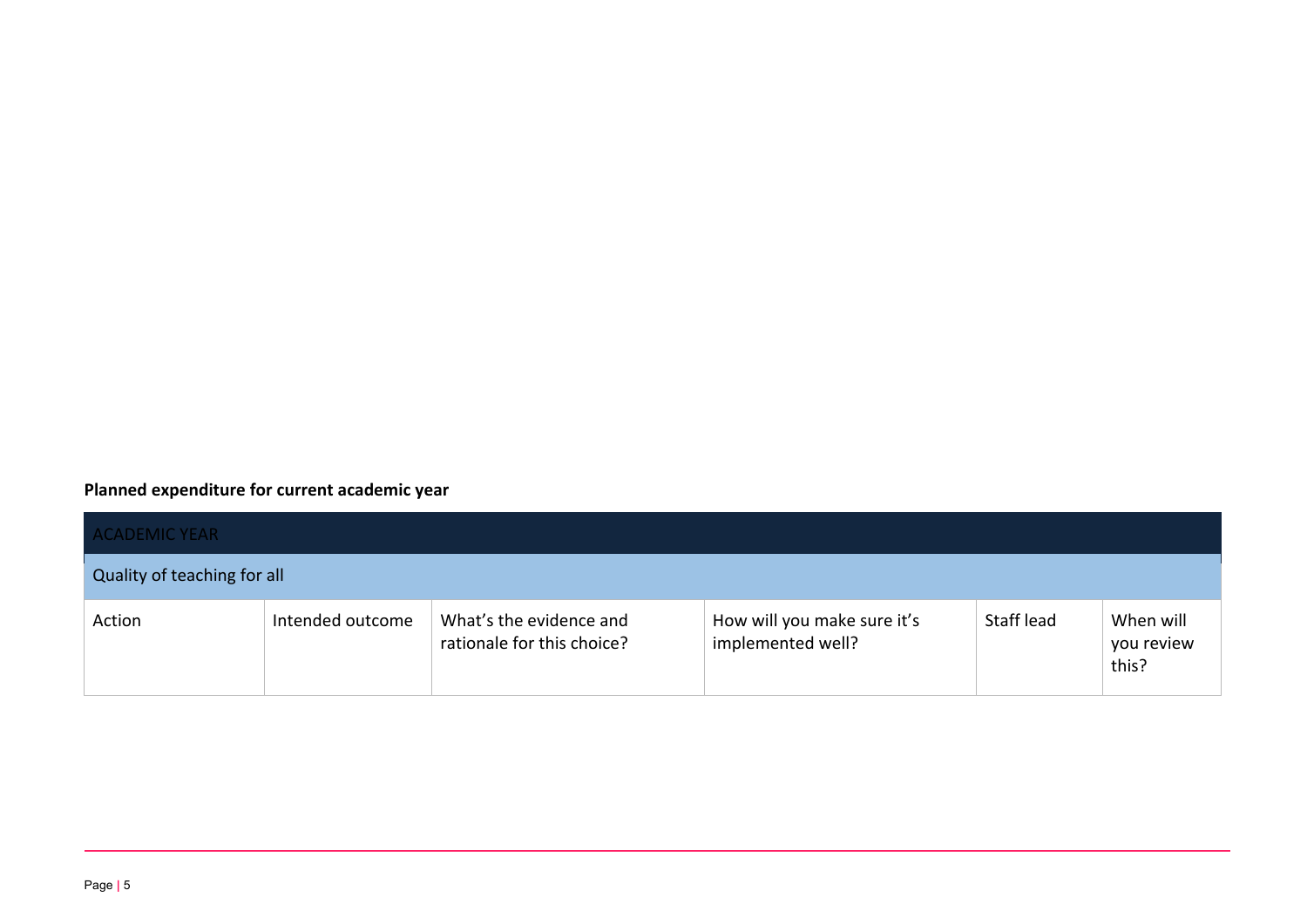**Planned expenditure for current academic year**

| ACADEMIC YEAR | | | | | |
|---|---|---|---|---|---|
| Quality of teaching for all | | | | | |
| Action | Intended outcome | What's the evidence and rationale for this choice? | How will you make sure it's implemented well? | Staff lead | When will you review this? |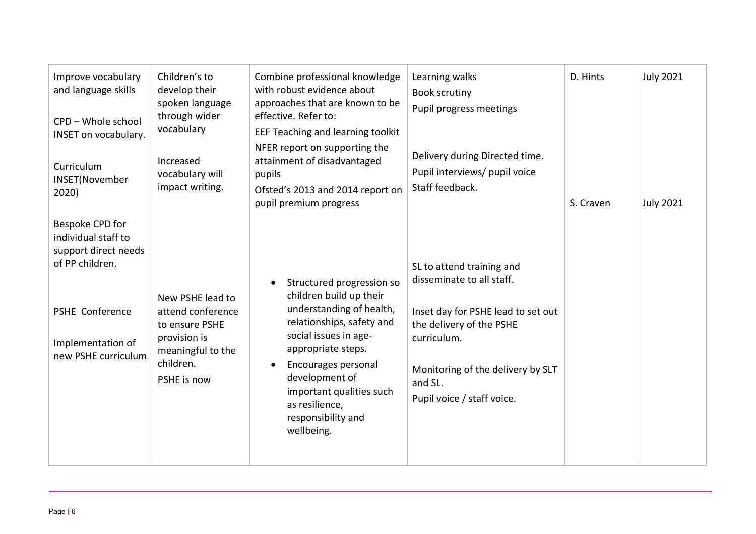| | | | | | |
|---|---|---|---|---|---|
| Improve vocabulary and language skills<br><br>CPD – Whole school INSET on vocabulary.<br><br>Curriculum INSET(November 2020)<br><br>Bespoke CPD for individual staff to support direct needs of PP children. | Children's to develop their spoken language through wider vocabulary<br><br>Increased vocabulary will impact writing. | Combine professional knowledge with robust evidence about approaches that are known to be effective. Refer to:<br>EEF Teaching and learning toolkit<br>NFER report on supporting the attainment of disadvantaged pupils<br>Ofsted's 2013 and 2014 report on pupil premium progress | Learning walks<br>Book scrutiny<br>Pupil progress meetings<br><br>Delivery during Directed time.<br>Pupil interviews/ pupil voice<br>Staff feedback. | D. Hints | July 2021 |
| PSHE Conference<br><br>Implementation of new PSHE curriculum | New PSHE lead to attend conference to ensure PSHE provision is meaningful to the children.<br>PSHE is now | • Structured progression so children build up their understanding of health, relationships, safety and social issues in age-appropriate steps.<br>• Encourages personal development of important qualities such as resilience, responsibility and wellbeing. | SL to attend training and disseminate to all staff.<br><br>Inset day for PSHE lead to set out the delivery of the PSHE curriculum.<br><br>Monitoring of the delivery by SLT and SL.<br>Pupil voice / staff voice. | S. Craven | July 2021 |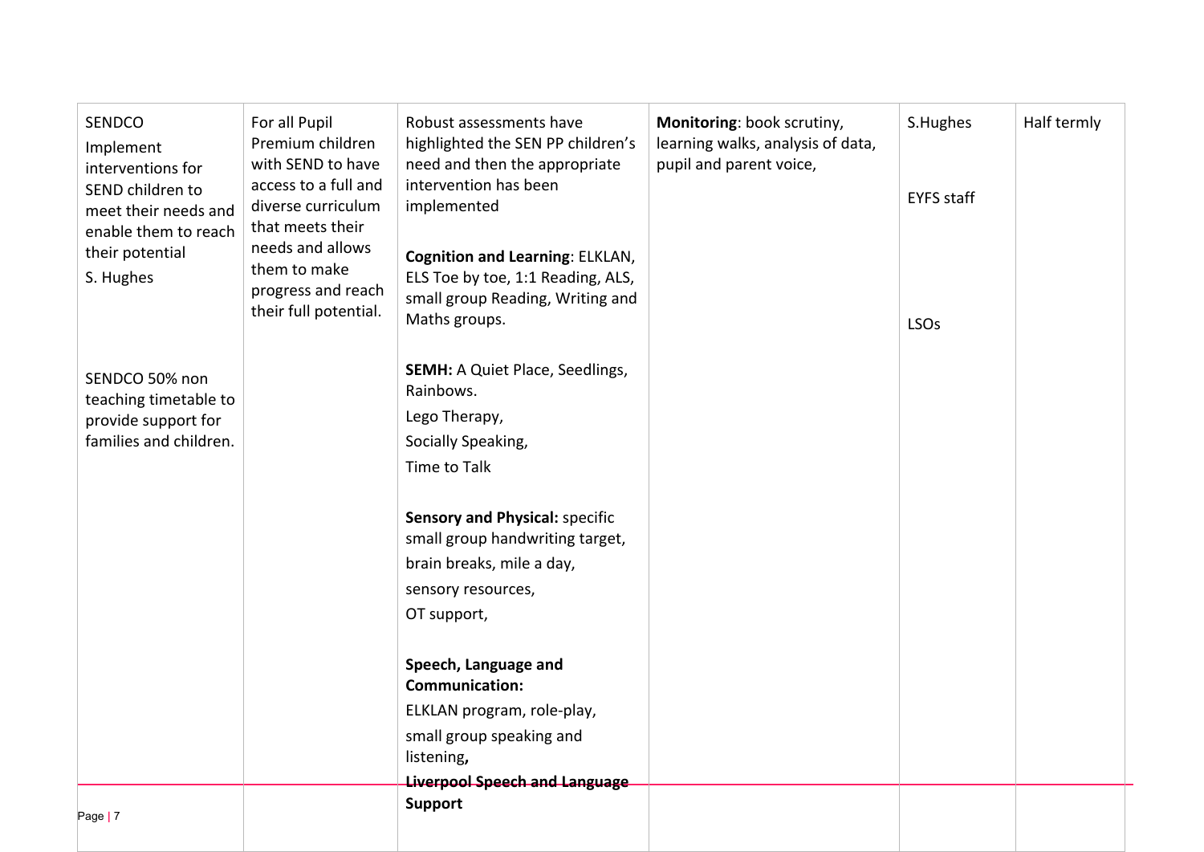| | | | | | |
|---|---|---|---|---|---|
| SENDCO<br>Implement interventions for SEND children to meet their needs and enable them to reach their potential<br>S. Hughes<br><br>SENDCO 50% non teaching timetable to provide support for families and children. | For all Pupil Premium children with SEND to have access to a full and diverse curriculum that meets their needs and allows them to make progress and reach their full potential. | Robust assessments have highlighted the SEN PP children's need and then the appropriate intervention has been implemented<br><br>**Cognition and Learning**: ELKLAN, ELS Toe by toe, 1:1 Reading, ALS, small group Reading, Writing and Maths groups.<br><br>**SEMH:** A Quiet Place, Seedlings, Rainbows.<br>Lego Therapy,<br>Socially Speaking,<br>Time to Talk<br><br>**Sensory and Physical:** specific small group handwriting target, brain breaks, mile a day,<br>sensory resources,<br>OT support,<br><br>**Speech, Language and Communication:**<br>ELKLAN program, role-play,<br>small group speaking and listening**,**<br>**Liverpool Speech and Language Support** | **Monitoring**: book scrutiny, learning walks, analysis of data, pupil and parent voice, | S.Hughes<br><br>EYFS staff<br><br>LSOs | Half termly |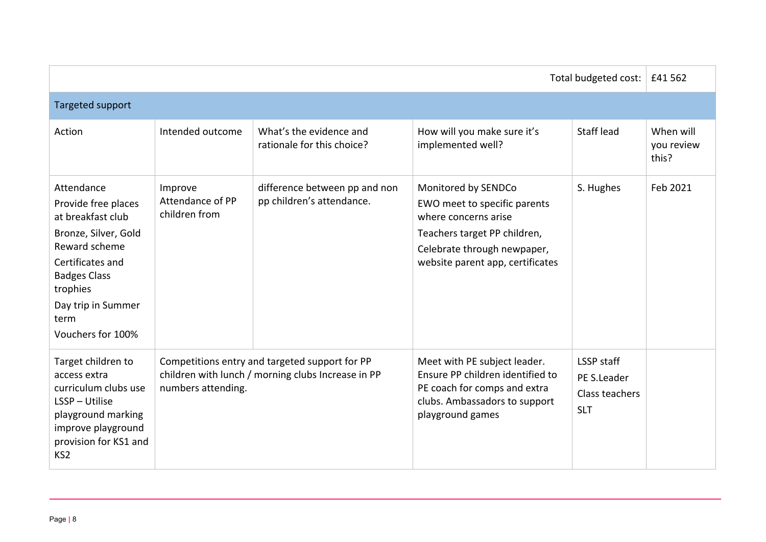| | | | | Total budgeted cost: | £41 562 |
|---|---|---|---|---|---|
| **Targeted support** | | | | | |
| Action | Intended outcome | What's the evidence and rationale for this choice? | How will you make sure it's implemented well? | Staff lead | When will you review this? |
| Attendance<br>Provide free places at breakfast club<br>Bronze, Silver, Gold Reward scheme<br>Certificates and Badges Class trophies<br>Day trip in Summer term<br>Vouchers for 100% | Improve Attendance of PP children from | difference between pp and non pp children's attendance. | Monitored by SENDCo<br>EWO meet to specific parents where concerns arise<br>Teachers target PP children,<br>Celebrate through newpaper, website parent app, certificates | S. Hughes | Feb 2021 |
| Target children to access extra curriculum clubs use LSSP – Utilise playground marking improve playground provision for KS1 and KS2 | Competitions entry and targeted support for PP children with lunch / morning clubs Increase in PP numbers attending. | | Meet with PE subject leader. Ensure PP children identified to PE coach for comps and extra clubs. Ambassadors to support playground games | LSSP staff<br>PE S.Leader<br>Class teachers<br>SLT | |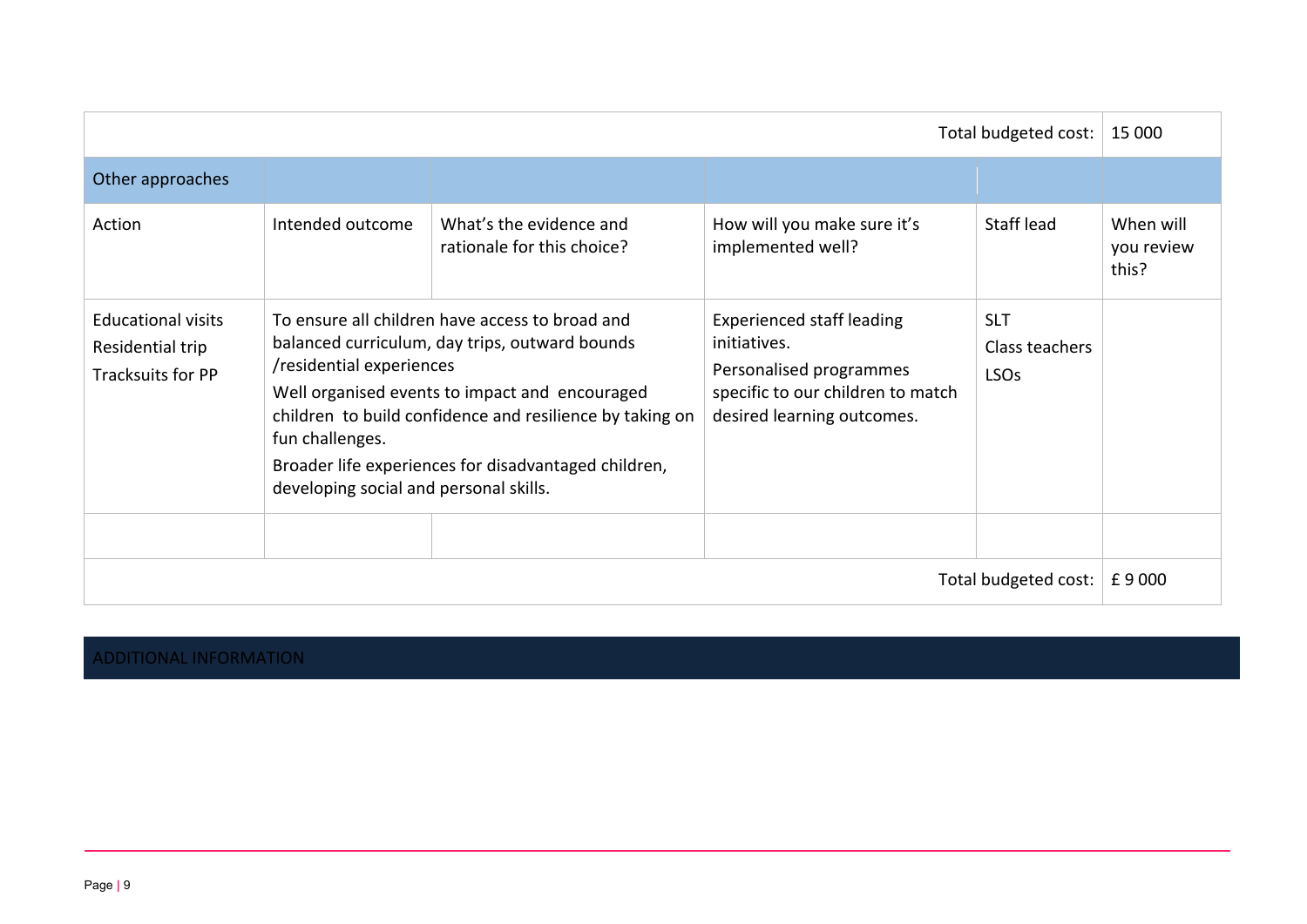| | | | | | |
|---|---|---|---|---|---|
| | | | | Total budgeted cost: | 15 000 |
| Other approaches | | | | | |
| Action | Intended outcome | What's the evidence and rationale for this choice? | How will you make sure it's implemented well? | Staff lead | When will you review this? |
| Educational visits<br>Residential trip<br>Tracksuits for PP | To ensure all children have access to broad and balanced curriculum, day trips, outward bounds /residential experiences<br>Well organised events to impact and encouraged children to build confidence and resilience by taking on fun challenges.<br>Broader life experiences for disadvantaged children, developing social and personal skills. | | Experienced staff leading initiatives.<br>Personalised programmes specific to our children to match desired learning outcomes. | SLT<br>Class teachers<br>LSOs | |
| | | | | | |
| | | | | Total budgeted cost: | £ 9 000 |

## ADDITIONAL INFORMATION